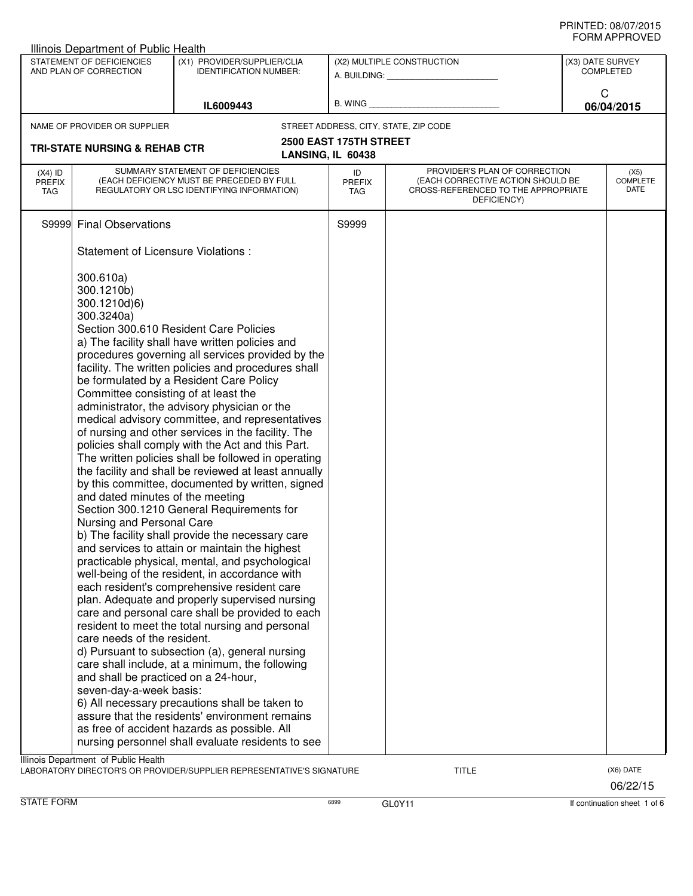PRINTED: 08/07/2015
FORM APPROVED

Illinois Department of Public Health

| STATEMENT OF DEFICIENCIES AND PLAN OF CORRECTION | (X1) PROVIDER/SUPPLIER/CLIA IDENTIFICATION NUMBER: | (X2) MULTIPLE CONSTRUCTION | (X3) DATE SURVEY COMPLETED |
|---|---|---|---|
| | IL6009443 | A. BUILDING: _______ B. WING _______ | C 06/04/2015 |

NAME OF PROVIDER OR SUPPLIER: **TRI-STATE NURSING & REHAB CTR**

STREET ADDRESS, CITY, STATE, ZIP CODE: **2500 EAST 175TH STREET, LANSING, IL 60438**

| (X4) ID PREFIX TAG | SUMMARY STATEMENT OF DEFICIENCIES (EACH DEFICIENCY MUST BE PRECEDED BY FULL REGULATORY OR LSC IDENTIFYING INFORMATION) | ID PREFIX TAG | PROVIDER'S PLAN OF CORRECTION (EACH CORRECTIVE ACTION SHOULD BE CROSS-REFERENCED TO THE APPROPRIATE DEFICIENCY) | (X5) COMPLETE DATE |
|---|---|---|---|---|
| S9999 | Final Observations<br><br>Statement of Licensure Violations :<br><br>300.610a)<br>300.1210b)<br>300.1210d)6)<br>300.3240a)<br>Section 300.610 Resident Care Policies<br>a) The facility shall have written policies and procedures governing all services provided by the facility. The written policies and procedures shall be formulated by a Resident Care Policy Committee consisting of at least the administrator, the advisory physician or the medical advisory committee, and representatives of nursing and other services in the facility. The policies shall comply with the Act and this Part. The written policies shall be followed in operating the facility and shall be reviewed at least annually by this committee, documented by written, signed and dated minutes of the meeting<br>Section 300.1210 General Requirements for Nursing and Personal Care<br>b) The facility shall provide the necessary care and services to attain or maintain the highest practicable physical, mental, and psychological well-being of the resident, in accordance with each resident's comprehensive resident care plan. Adequate and properly supervised nursing care and personal care shall be provided to each resident to meet the total nursing and personal care needs of the resident.<br>d) Pursuant to subsection (a), general nursing care shall include, at a minimum, the following and shall be practiced on a 24-hour, seven-day-a-week basis:<br>6) All necessary precautions shall be taken to assure that the residents' environment remains as free of accident hazards as possible. All nursing personnel shall evaluate residents to see | S9999 | | |

Illinois Department of Public Health

LABORATORY DIRECTOR'S OR PROVIDER/SUPPLIER REPRESENTATIVE'S SIGNATURE | TITLE | (X6) DATE 06/22/15

STATE FORM 6899 GL0Y11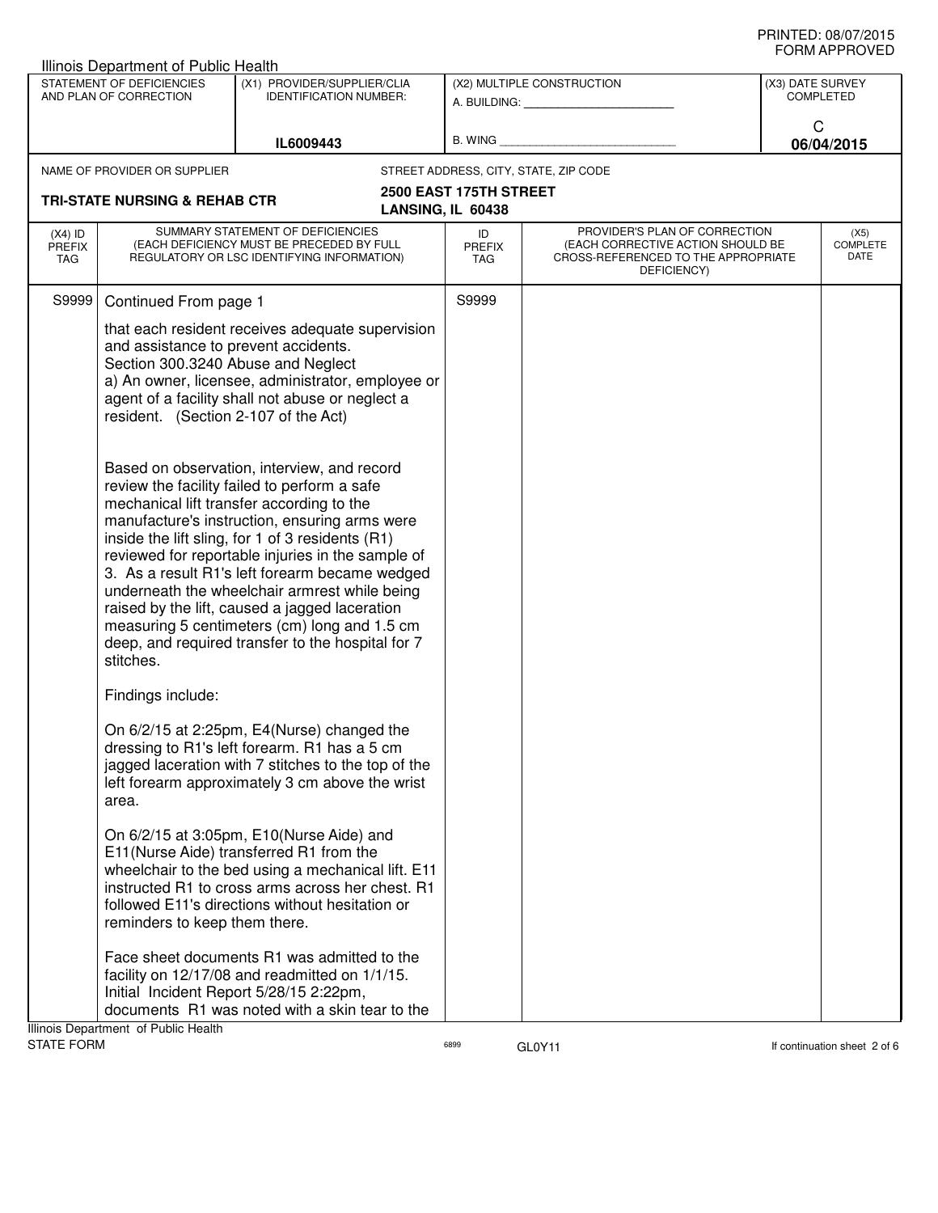Illinois Department of Public Health

| STATEMENT OF DEFICIENCIES AND PLAN OF CORRECTION | (X1) PROVIDER/SUPPLIER/CLIA IDENTIFICATION NUMBER: | (X2) MULTIPLE CONSTRUCTION | (X3) DATE SURVEY COMPLETED |
|---|---|---|---|
| | IL6009443 | A. BUILDING: ______ B. WING ______ | C 06/04/2015 |

| NAME OF PROVIDER OR SUPPLIER | STREET ADDRESS, CITY, STATE, ZIP CODE |
|---|---|
| TRI-STATE NURSING & REHAB CTR | 2500 EAST 175TH STREET LANSING, IL 60438 |

| (X4) ID PREFIX TAG | SUMMARY STATEMENT OF DEFICIENCIES (EACH DEFICIENCY MUST BE PRECEDED BY FULL REGULATORY OR LSC IDENTIFYING INFORMATION) | ID PREFIX TAG | PROVIDER'S PLAN OF CORRECTION (EACH CORRECTIVE ACTION SHOULD BE CROSS-REFERENCED TO THE APPROPRIATE DEFICIENCY) | (X5) COMPLETE DATE |
|---|---|---|---|---|
| S9999 | Continued From page 1 | S9999 | | |

that each resident receives adequate supervision and assistance to prevent accidents.
Section 300.3240 Abuse and Neglect
a) An owner, licensee, administrator, employee or agent of a facility shall not abuse or neglect a resident. (Section 2-107 of the Act)

Based on observation, interview, and record review the facility failed to perform a safe mechanical lift transfer according to the manufacture's instruction, ensuring arms were inside the lift sling, for 1 of 3 residents (R1) reviewed for reportable injuries in the sample of 3. As a result R1's left forearm became wedged underneath the wheelchair armrest while being raised by the lift, caused a jagged laceration measuring 5 centimeters (cm) long and 1.5 cm deep, and required transfer to the hospital for 7 stitches.

Findings include:

On 6/2/15 at 2:25pm, E4(Nurse) changed the dressing to R1's left forearm. R1 has a 5 cm jagged laceration with 7 stitches to the top of the left forearm approximately 3 cm above the wrist area.

On 6/2/15 at 3:05pm, E10(Nurse Aide) and E11(Nurse Aide) transferred R1 from the wheelchair to the bed using a mechanical lift. E11 instructed R1 to cross arms across her chest. R1 followed E11's directions without hesitation or reminders to keep them there.

Face sheet documents R1 was admitted to the facility on 12/17/08 and readmitted on 1/1/15. Initial Incident Report 5/28/15 2:22pm, documents R1 was noted with a skin tear to the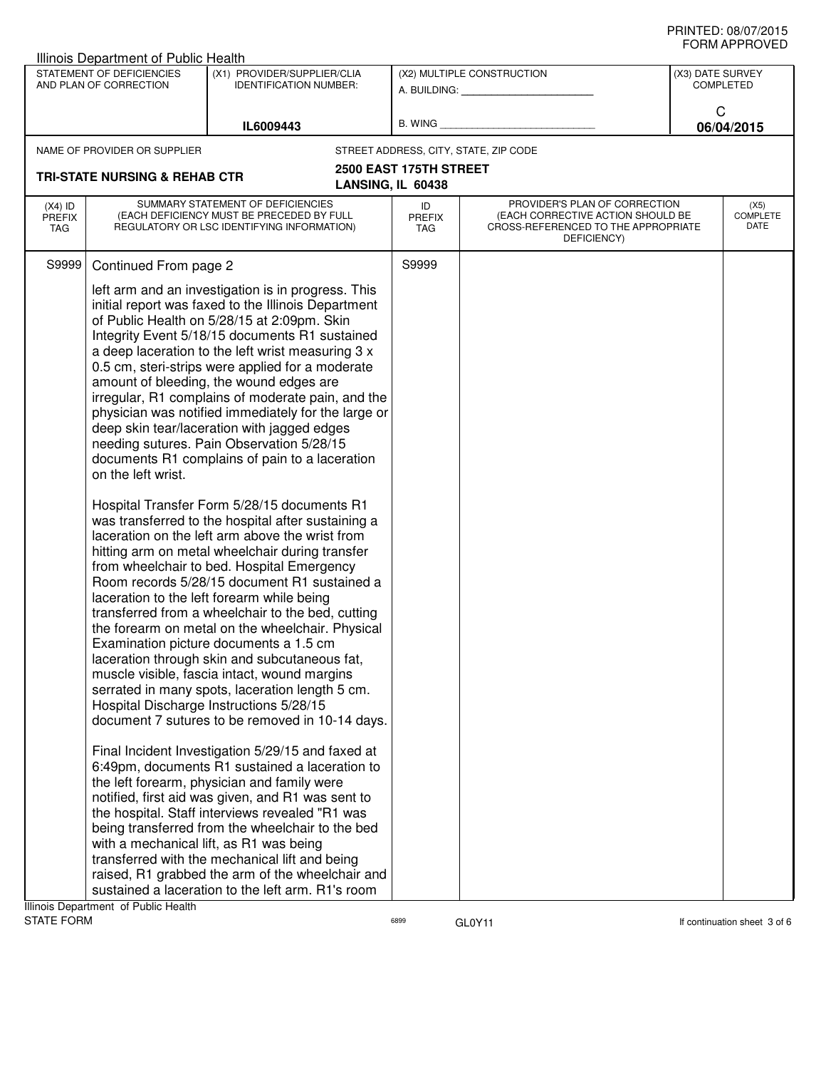Illinois Department of Public Health

| STATEMENT OF DEFICIENCIES AND PLAN OF CORRECTION | (X1) PROVIDER/SUPPLIER/CLIA IDENTIFICATION NUMBER: | (X2) MULTIPLE CONSTRUCTION | (X3) DATE SURVEY COMPLETED |
|---|---|---|---|
| | IL6009443 | A. BUILDING: ______ B. WING ______ | C 06/04/2015 |

NAME OF PROVIDER OR SUPPLIER: **TRI-STATE NURSING & REHAB CTR**

STREET ADDRESS, CITY, STATE, ZIP CODE: **2500 EAST 175TH STREET LANSING, IL 60438**

| (X4) ID PREFIX TAG | SUMMARY STATEMENT OF DEFICIENCIES (EACH DEFICIENCY MUST BE PRECEDED BY FULL REGULATORY OR LSC IDENTIFYING INFORMATION) | ID PREFIX TAG | PROVIDER'S PLAN OF CORRECTION (EACH CORRECTIVE ACTION SHOULD BE CROSS-REFERENCED TO THE APPROPRIATE DEFICIENCY) | (X5) COMPLETE DATE |
|---|---|---|---|---|
| S9999 | Continued From page 2 | S9999 | | |

left arm and an investigation is in progress. This initial report was faxed to the Illinois Department of Public Health on 5/28/15 at 2:09pm. Skin Integrity Event 5/18/15 documents R1 sustained a deep laceration to the left wrist measuring 3 x 0.5 cm, steri-strips were applied for a moderate amount of bleeding, the wound edges are irregular, R1 complains of moderate pain, and the physician was notified immediately for the large or deep skin tear/laceration with jagged edges needing sutures. Pain Observation 5/28/15 documents R1 complains of pain to a laceration on the left wrist.

Hospital Transfer Form 5/28/15 documents R1 was transferred to the hospital after sustaining a laceration on the left arm above the wrist from hitting arm on metal wheelchair during transfer from wheelchair to bed. Hospital Emergency Room records 5/28/15 document R1 sustained a laceration to the left forearm while being transferred from a wheelchair to the bed, cutting the forearm on metal on the wheelchair. Physical Examination picture documents a 1.5 cm laceration through skin and subcutaneous fat, muscle visible, fascia intact, wound margins serrated in many spots, laceration length 5 cm. Hospital Discharge Instructions 5/28/15 document 7 sutures to be removed in 10-14 days.

Final Incident Investigation 5/29/15 and faxed at 6:49pm, documents R1 sustained a laceration to the left forearm, physician and family were notified, first aid was given, and R1 was sent to the hospital. Staff interviews revealed "R1 was being transferred from the wheelchair to the bed with a mechanical lift, as R1 was being transferred with the mechanical lift and being raised, R1 grabbed the arm of the wheelchair and sustained a laceration to the left arm. R1's room

Illinois Department of Public Health
STATE FORM 6899 GL0Y11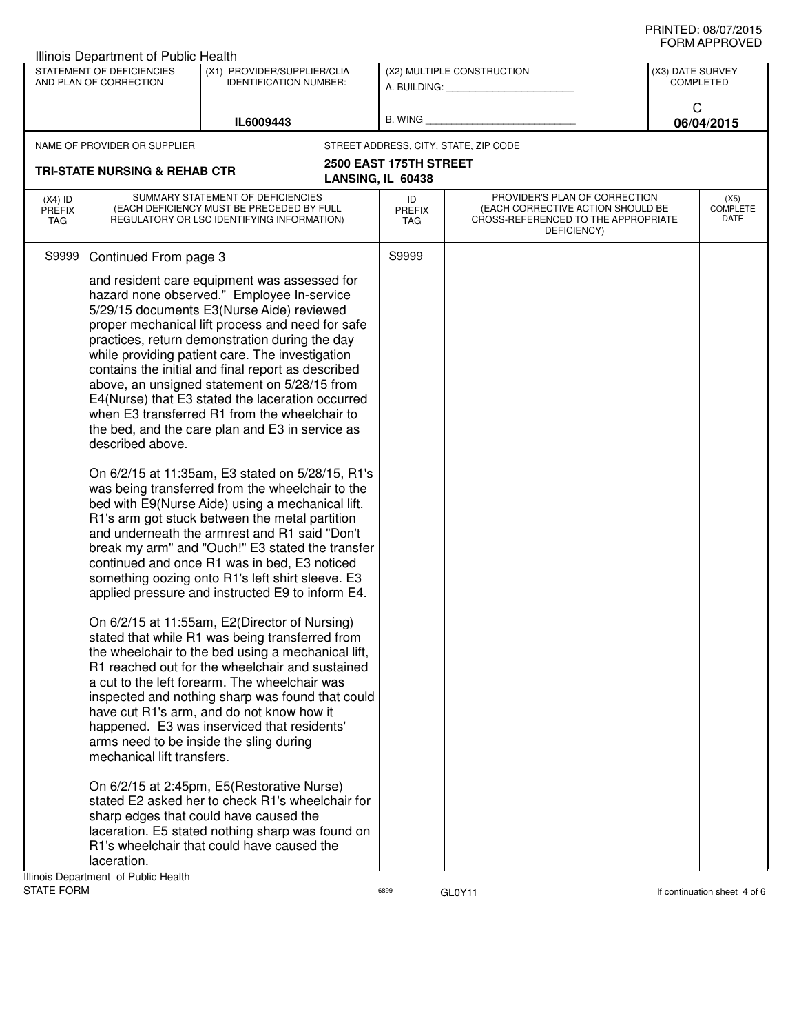Illinois Department of Public Health

| STATEMENT OF DEFICIENCIES AND PLAN OF CORRECTION | (X1) PROVIDER/SUPPLIER/CLIA IDENTIFICATION NUMBER: | (X2) MULTIPLE CONSTRUCTION | (X3) DATE SURVEY COMPLETED |
|---|---|---|---|
| | IL6009443 | A. BUILDING: ______ B. WING ______ | C 06/04/2015 |

| NAME OF PROVIDER OR SUPPLIER | STREET ADDRESS, CITY, STATE, ZIP CODE |
|---|---|
| TRI-STATE NURSING & REHAB CTR | 2500 EAST 175TH STREET LANSING, IL 60438 |

| (X4) ID PREFIX TAG | SUMMARY STATEMENT OF DEFICIENCIES (EACH DEFICIENCY MUST BE PRECEDED BY FULL REGULATORY OR LSC IDENTIFYING INFORMATION) | ID PREFIX TAG | PROVIDER'S PLAN OF CORRECTION (EACH CORRECTIVE ACTION SHOULD BE CROSS-REFERENCED TO THE APPROPRIATE DEFICIENCY) | (X5) COMPLETE DATE |
|---|---|---|---|---|
| S9999 | Continued From page 3 | S9999 | | |

and resident care equipment was assessed for hazard none observed." Employee In-service 5/29/15 documents E3(Nurse Aide) reviewed proper mechanical lift process and need for safe practices, return demonstration during the day while providing patient care. The investigation contains the initial and final report as described above, an unsigned statement on 5/28/15 from E4(Nurse) that E3 stated the laceration occurred when E3 transferred R1 from the wheelchair to the bed, and the care plan and E3 in service as described above.

On 6/2/15 at 11:35am, E3 stated on 5/28/15, R1's was being transferred from the wheelchair to the bed with E9(Nurse Aide) using a mechanical lift. R1's arm got stuck between the metal partition and underneath the armrest and R1 said "Don't break my arm" and "Ouch!" E3 stated the transfer continued and once R1 was in bed, E3 noticed something oozing onto R1's left shirt sleeve. E3 applied pressure and instructed E9 to inform E4.

On 6/2/15 at 11:55am, E2(Director of Nursing) stated that while R1 was being transferred from the wheelchair to the bed using a mechanical lift, R1 reached out for the wheelchair and sustained a cut to the left forearm. The wheelchair was inspected and nothing sharp was found that could have cut R1's arm, and do not know how it happened. E3 was inserviced that residents' arms need to be inside the sling during mechanical lift transfers.

On 6/2/15 at 2:45pm, E5(Restorative Nurse) stated E2 asked her to check R1's wheelchair for sharp edges that could have caused the laceration. E5 stated nothing sharp was found on R1's wheelchair that could have caused the laceration.

Illinois Department of Public Health
STATE FORM 6899 GL0Y11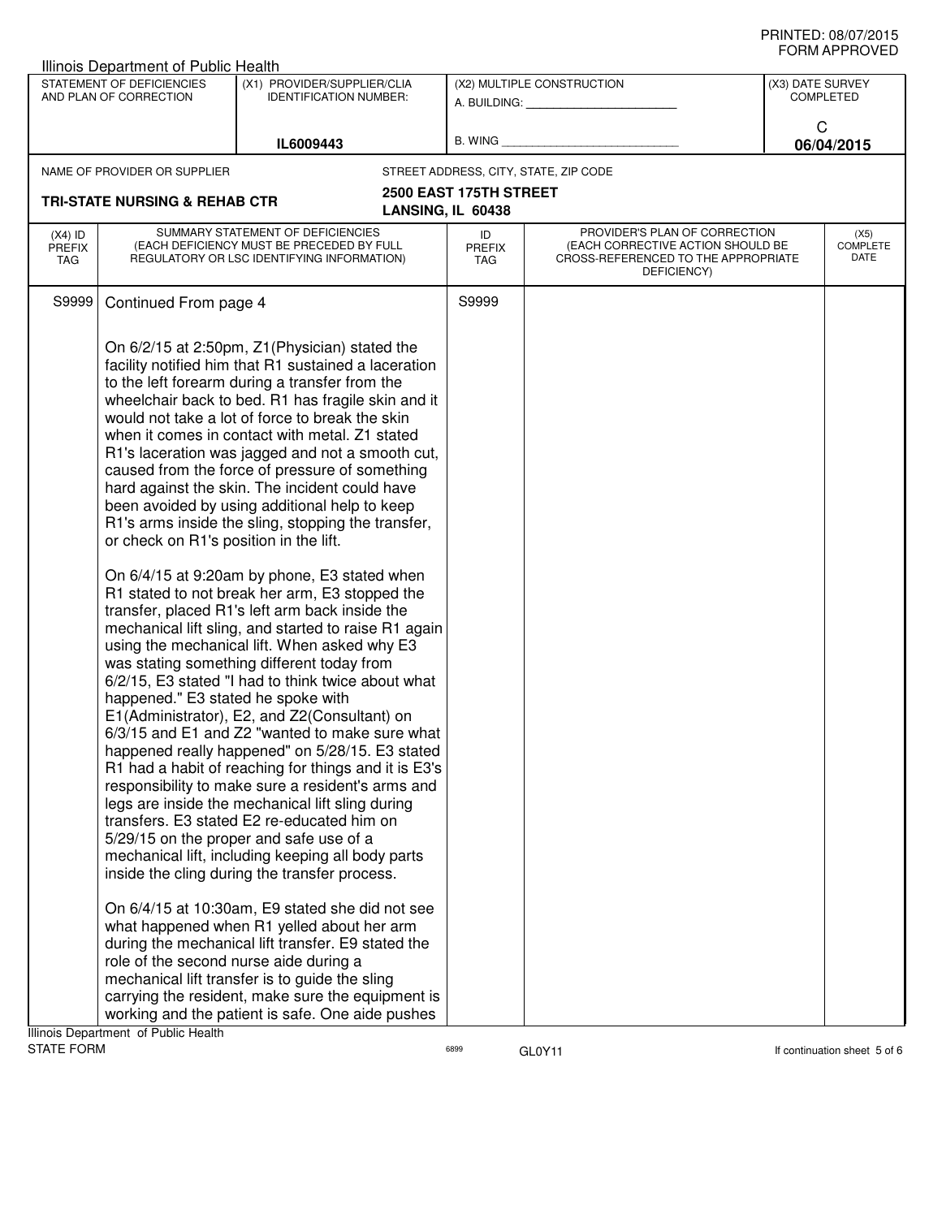Illinois Department of Public Health

| STATEMENT OF DEFICIENCIES AND PLAN OF CORRECTION | (X1) PROVIDER/SUPPLIER/CLIA IDENTIFICATION NUMBER: | (X2) MULTIPLE CONSTRUCTION | (X3) DATE SURVEY COMPLETED |
|---|---|---|---|
| | IL6009443 | A. BUILDING: ______ B. WING ______ | C 06/04/2015 |

NAME OF PROVIDER OR SUPPLIER: **TRI-STATE NURSING & REHAB CTR**

STREET ADDRESS, CITY, STATE, ZIP CODE: **2500 EAST 175TH STREET LANSING, IL 60438**

| (X4) ID PREFIX TAG | SUMMARY STATEMENT OF DEFICIENCIES (EACH DEFICIENCY MUST BE PRECEDED BY FULL REGULATORY OR LSC IDENTIFYING INFORMATION) | ID PREFIX TAG | PROVIDER'S PLAN OF CORRECTION (EACH CORRECTIVE ACTION SHOULD BE CROSS-REFERENCED TO THE APPROPRIATE DEFICIENCY) | (X5) COMPLETE DATE |
|---|---|---|---|---|
| S9999 | Continued From page 4 | S9999 | | |

On 6/2/15 at 2:50pm, Z1(Physician) stated the facility notified him that R1 sustained a laceration to the left forearm during a transfer from the wheelchair back to bed. R1 has fragile skin and it would not take a lot of force to break the skin when it comes in contact with metal. Z1 stated R1's laceration was jagged and not a smooth cut, caused from the force of pressure of something hard against the skin. The incident could have been avoided by using additional help to keep R1's arms inside the sling, stopping the transfer, or check on R1's position in the lift.

On 6/4/15 at 9:20am by phone, E3 stated when R1 stated to not break her arm, E3 stopped the transfer, placed R1's left arm back inside the mechanical lift sling, and started to raise R1 again using the mechanical lift. When asked why E3 was stating something different today from 6/2/15, E3 stated "I had to think twice about what happened." E3 stated he spoke with E1(Administrator), E2, and Z2(Consultant) on 6/3/15 and E1 and Z2 "wanted to make sure what happened really happened" on 5/28/15. E3 stated R1 had a habit of reaching for things and it is E3's responsibility to make sure a resident's arms and legs are inside the mechanical lift sling during transfers. E3 stated E2 re-educated him on 5/29/15 on the proper and safe use of a mechanical lift, including keeping all body parts inside the cling during the transfer process.

On 6/4/15 at 10:30am, E9 stated she did not see what happened when R1 yelled about her arm during the mechanical lift transfer. E9 stated the role of the second nurse aide during a mechanical lift transfer is to guide the sling carrying the resident, make sure the equipment is working and the patient is safe. One aide pushes

Illinois Department of Public Health
STATE FORM 6899 GL0Y11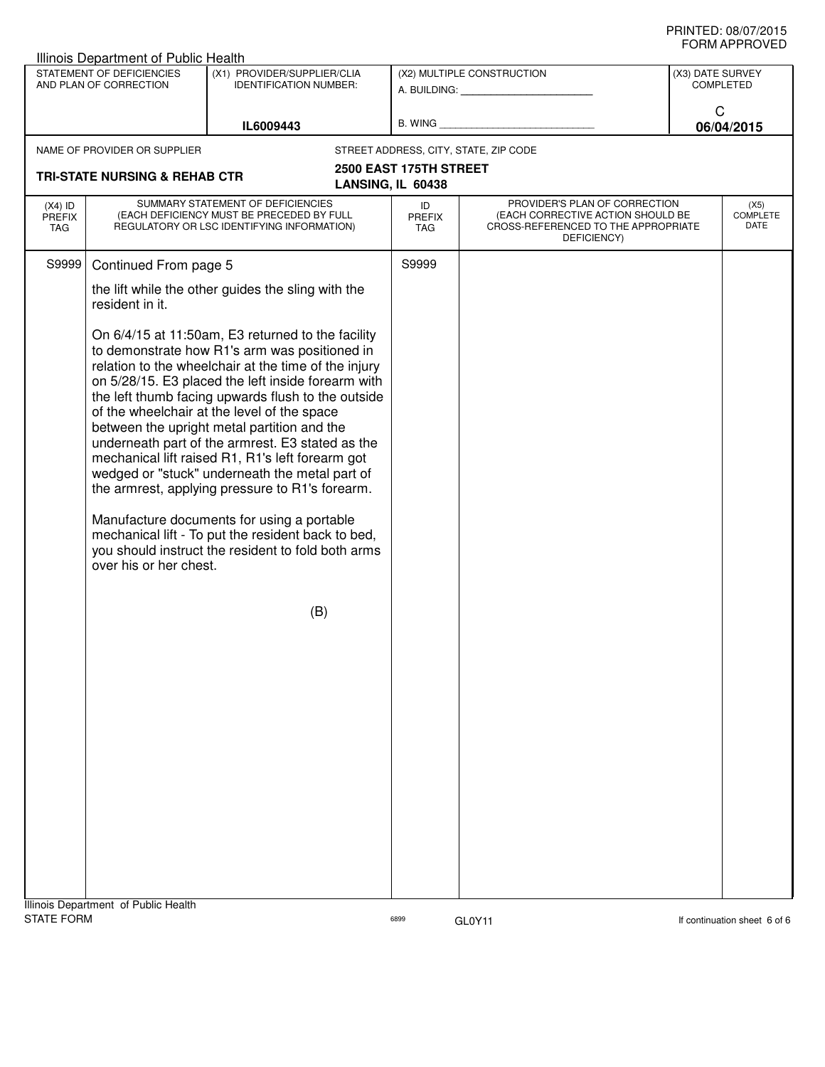PRINTED: 08/07/2015
FORM APPROVED

Illinois Department of Public Health

| STATEMENT OF DEFICIENCIES AND PLAN OF CORRECTION | (X1) PROVIDER/SUPPLIER/CLIA IDENTIFICATION NUMBER: | (X2) MULTIPLE CONSTRUCTION | (X3) DATE SURVEY COMPLETED |
|---|---|---|---|
| | IL6009443 | A. BUILDING: ______ B. WING ______ | C 06/04/2015 |

| NAME OF PROVIDER OR SUPPLIER | STREET ADDRESS, CITY, STATE, ZIP CODE |
|---|---|
| TRI-STATE NURSING & REHAB CTR | 2500 EAST 175TH STREET LANSING, IL 60438 |

| (X4) ID PREFIX TAG | SUMMARY STATEMENT OF DEFICIENCIES (EACH DEFICIENCY MUST BE PRECEDED BY FULL REGULATORY OR LSC IDENTIFYING INFORMATION) | ID PREFIX TAG | PROVIDER'S PLAN OF CORRECTION (EACH CORRECTIVE ACTION SHOULD BE CROSS-REFERENCED TO THE APPROPRIATE DEFICIENCY) | (X5) COMPLETE DATE |
|---|---|---|---|---|
| S9999 | Continued From page 5 | S9999 | | |

the lift while the other guides the sling with the resident in it.

On 6/4/15 at 11:50am, E3 returned to the facility to demonstrate how R1's arm was positioned in relation to the wheelchair at the time of the injury on 5/28/15. E3 placed the left inside forearm with the left thumb facing upwards flush to the outside of the wheelchair at the level of the space between the upright metal partition and the underneath part of the armrest. E3 stated as the mechanical lift raised R1, R1's left forearm got wedged or "stuck" underneath the metal part of the armrest, applying pressure to R1's forearm.

Manufacture documents for using a portable mechanical lift - To put the resident back to bed, you should instruct the resident to fold both arms over his or her chest.

(B)

Illinois Department of Public Health
STATE FORM 6899 GL0Y11